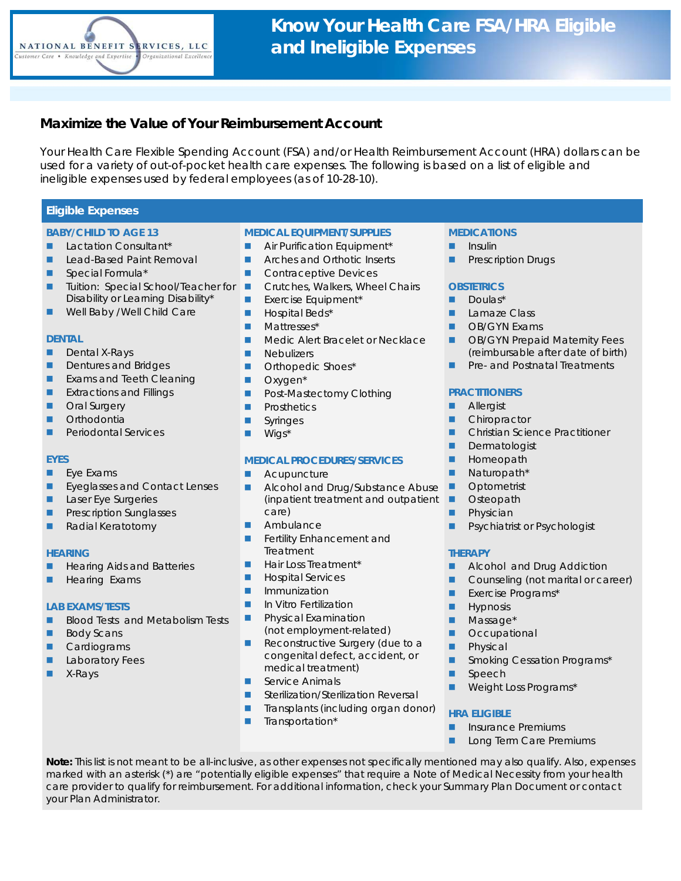NATIONAL BENEFIT SERVICES, LLC
Customer Care • Knowledge and Expertise • Organizational Excellence

# Know Your Health Care FSA/HRA Eligible and Ineligible Expenses

## Maximize the Value of Your Reimbursement Account

Your Health Care Flexible Spending Account (FSA) and/or Health Reimbursement Account (HRA) dollars can be used for a variety of out-of-pocket health care expenses. The following is based on a list of eligible and ineligible expenses used by federal employees (as of 10-28-10).

## Eligible Expenses

### BABY/CHILD TO AGE 13

- Lactation Consultant*
- Lead-Based Paint Removal
- Special Formula*
- Tuition: Special School/Teacher for Disability or Learning Disability*
- Well Baby /Well Child Care

### DENTAL

- Dental X-Rays
- Dentures and Bridges
- Exams and Teeth Cleaning
- Extractions and Fillings
- Oral Surgery
- Orthodontia
- Periodontal Services

### EYES

- Eye Exams
- Eyeglasses and Contact Lenses
- Laser Eye Surgeries
- Prescription Sunglasses
- Radial Keratotomy

### HEARING

- Hearing Aids and Batteries
- Hearing Exams

### LAB EXAMS/TESTS

- Blood Tests and Metabolism Tests
- Body Scans
- Cardiograms
- Laboratory Fees
- X-Rays

### MEDICAL EQUIPMENT/SUPPLIES

- Air Purification Equipment*
- Arches and Orthotic Inserts
- Contraceptive Devices
- Crutches, Walkers, Wheel Chairs
- Exercise Equipment*
- Hospital Beds*
- Mattresses*
- Medic Alert Bracelet or Necklace
- Nebulizers
- Orthopedic Shoes*
- Oxygen*
- Post-Mastectomy Clothing
- Prosthetics
- Syringes
- Wigs*

### MEDICAL PROCEDURES/SERVICES

- Acupuncture
- Alcohol and Drug/Substance Abuse (inpatient treatment and outpatient care)
- Ambulance
- Fertility Enhancement and Treatment
- Hair Loss Treatment*
- Hospital Services
- Immunization
- In Vitro Fertilization
- Physical Examination (not employment-related)
- Reconstructive Surgery (due to a congenital defect, accident, or medical treatment)
- Service Animals
- Sterilization/Sterilization Reversal
- Transplants (including organ donor)
- Transportation*

### MEDICATIONS

- Insulin
- Prescription Drugs

### OBSTETRICS

- Doulas*
- Lamaze Class
- OB/GYN Exams
- OB/GYN Prepaid Maternity Fees (reimbursable after date of birth)
- Pre- and Postnatal Treatments

### PRACTITIONERS

- Allergist
- Chiropractor
- Christian Science Practitioner
- Dermatologist
- Homeopath
- Naturopath*
- Optometrist
- Osteopath
- Physician
- Psychiatrist or Psychologist

### THERAPY

- Alcohol and Drug Addiction
- Counseling (not marital or career)
- Exercise Programs*
- Hypnosis
- Massage*
- Occupational
- Physical
- Smoking Cessation Programs*
- Speech
- Weight Loss Programs*

### HRA ELIGIBLE

- Insurance Premiums
- Long Term Care Premiums

**Note:** This list is not meant to be all-inclusive, as other expenses not specifically mentioned may also qualify. Also, expenses marked with an asterisk (*) are "potentially eligible expenses" that require a Note of Medical Necessity from your health care provider to qualify for reimbursement. For additional information, check your Summary Plan Document or contact your Plan Administrator.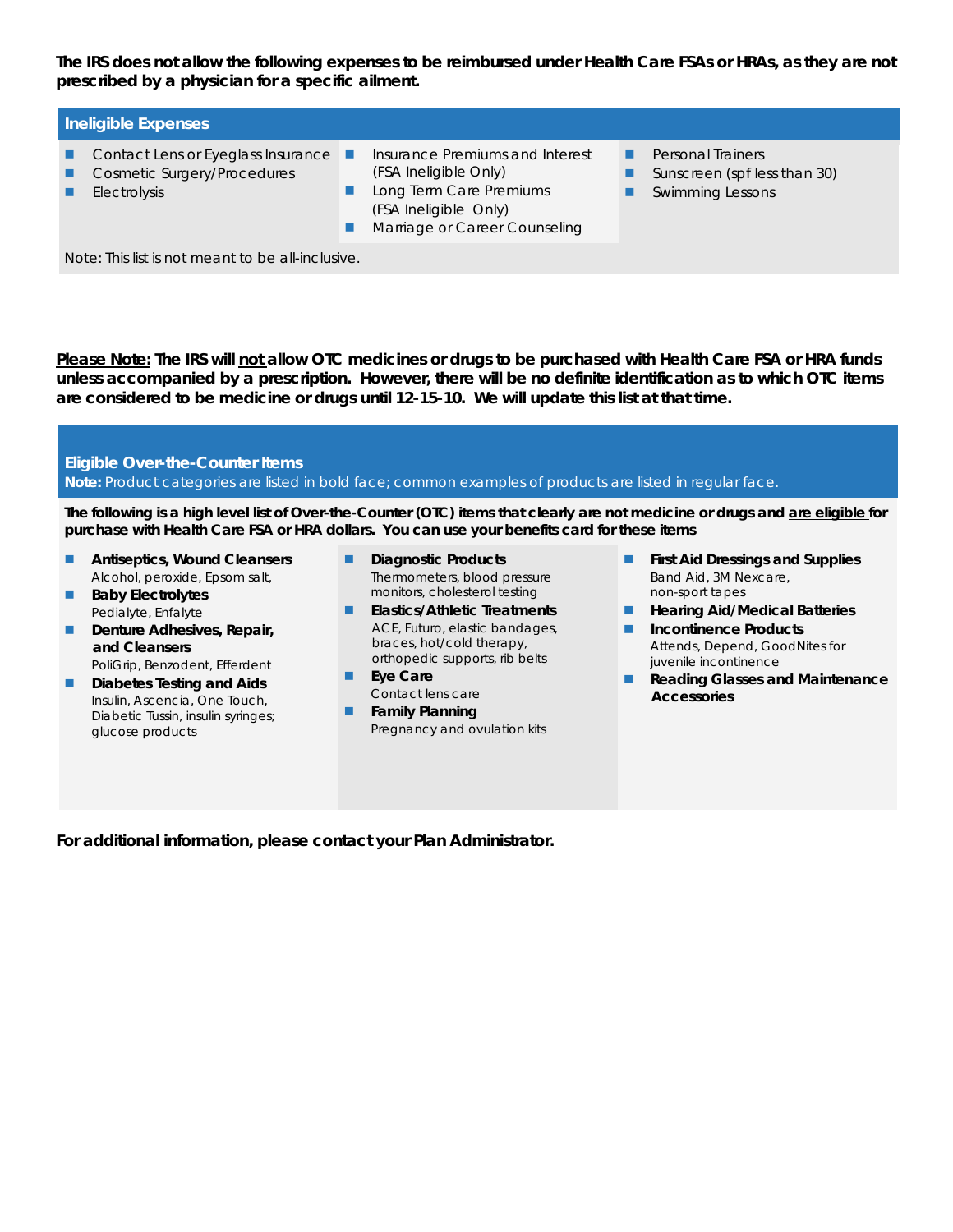**The IRS does not allow the following expenses to be reimbursed under Health Care FSAs or HRAs, as they are not prescribed by a physician for a specific ailment.**

## Ineligible Expenses

- Contact Lens or Eyeglass Insurance
- Cosmetic Surgery/Procedures
- Electrolysis
- Insurance Premiums and Interest (FSA Ineligible Only)
- Long Term Care Premiums (FSA Ineligible Only)
- Marriage or Career Counseling
- Personal Trainers
- Sunscreen (spf less than 30)
- Swimming Lessons

Note: This list is not meant to be all-inclusive.

**Please Note: The IRS will not allow OTC medicines or drugs to be purchased with Health Care FSA or HRA funds unless accompanied by a prescription. However, there will be no definite identification as to which OTC items are considered to be medicine or drugs until 12-15-10. We will update this list at that time.**

## Eligible Over-the-Counter Items

**Note:** Product categories are listed in bold face; common examples of products are listed in regular face.

**The following is a high level list of Over-the-Counter (OTC) items that clearly are not medicine or drugs and are eligible for purchase with Health Care FSA or HRA dollars. You can use your benefits card for these items**

- **Antiseptics, Wound Cleansers**
  Alcohol, peroxide, Epsom salt,
- **Baby Electrolytes**
  Pedialyte, Enfalyte
- **Denture Adhesives, Repair, and Cleansers**
  PoliGrip, Benzodent, Efferdent
- **Diabetes Testing and Aids**
  Insulin, Ascencia, One Touch, Diabetic Tussin, insulin syringes; glucose products
- **Diagnostic Products**
  Thermometers, blood pressure monitors, cholesterol testing
- **Elastics/Athletic Treatments**
  ACE, Futuro, elastic bandages, braces, hot/cold therapy, orthopedic supports, rib belts
- **Eye Care**
  Contact lens care
- **Family Planning**
  Pregnancy and ovulation kits
- **First Aid Dressings and Supplies**
  Band Aid, 3M Nexcare, non-sport tapes
- **Hearing Aid/Medical Batteries**
- **Incontinence Products**
  Attends, Depend, GoodNites for juvenile incontinence
- **Reading Glasses and Maintenance Accessories**

**For additional information, please contact your Plan Administrator.**